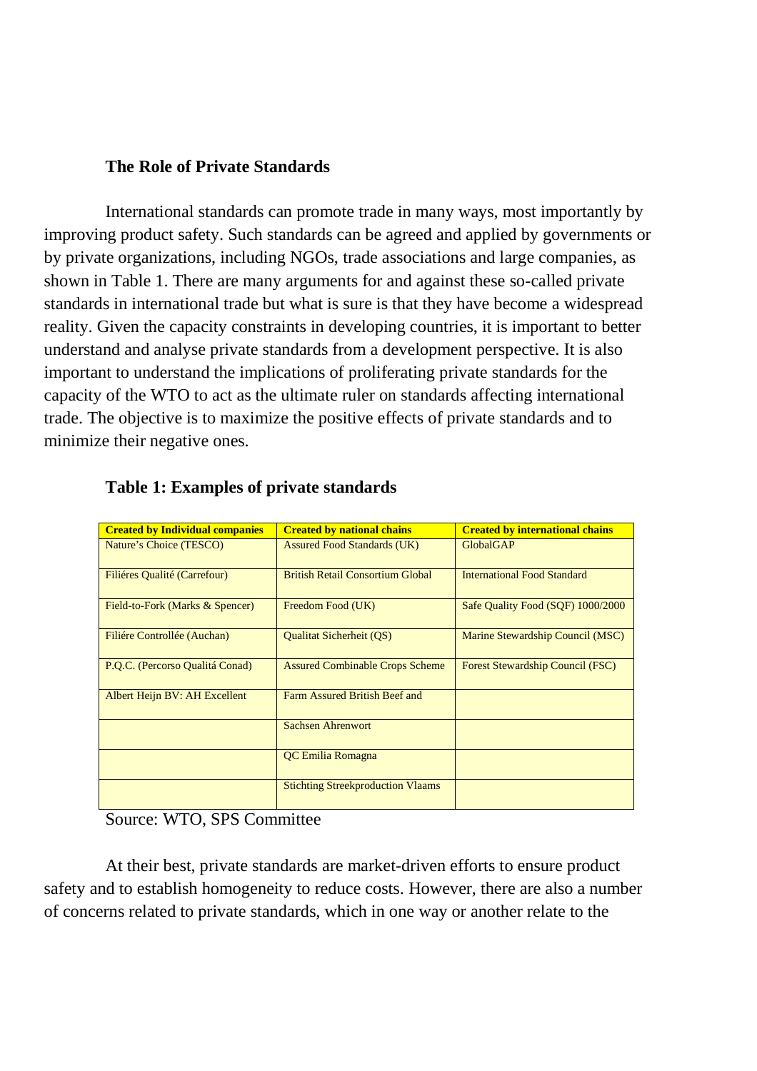## The Role of Private Standards

International standards can promote trade in many ways, most importantly by improving product safety. Such standards can be agreed and applied by governments or by private organizations, including NGOs, trade associations and large companies, as shown in Table 1. There are many arguments for and against these so-called private standards in international trade but what is sure is that they have become a widespread reality. Given the capacity constraints in developing countries, it is important to better understand and analyse private standards from a development perspective. It is also important to understand the implications of proliferating private standards for the capacity of the WTO to act as the ultimate ruler on standards affecting international trade. The objective is to maximize the positive effects of private standards and to minimize their negative ones.

**Table 1: Examples of private standards**

| Created by Individual companies | Created by national chains | Created by international chains |
|---|---|---|
| Nature's Choice (TESCO) | Assured Food Standards (UK) | GlobalGAP |
| Filiéres Qualité (Carrefour) | British Retail Consortium Global | International Food Standard |
| Field-to-Fork (Marks & Spencer) | Freedom Food (UK) | Safe Quality Food (SQF) 1000/2000 |
| Filiére Controllée (Auchan) | Qualitat Sicherheit (QS) | Marine Stewardship Council (MSC) |
| P.Q.C. (Percorso Qualitá Conad) | Assured Combinable Crops Scheme | Forest Stewardship Council (FSC) |
| Albert Heijn BV: AH Excellent | Farm Assured British Beef and | |
| | Sachsen Ahrenwort | |
| | QC Emilia Romagna | |
| | Stichting Streekproduction Vlaams | |

Source: WTO, SPS Committee

At their best, private standards are market-driven efforts to ensure product safety and to establish homogeneity to reduce costs. However, there are also a number of concerns related to private standards, which in one way or another relate to the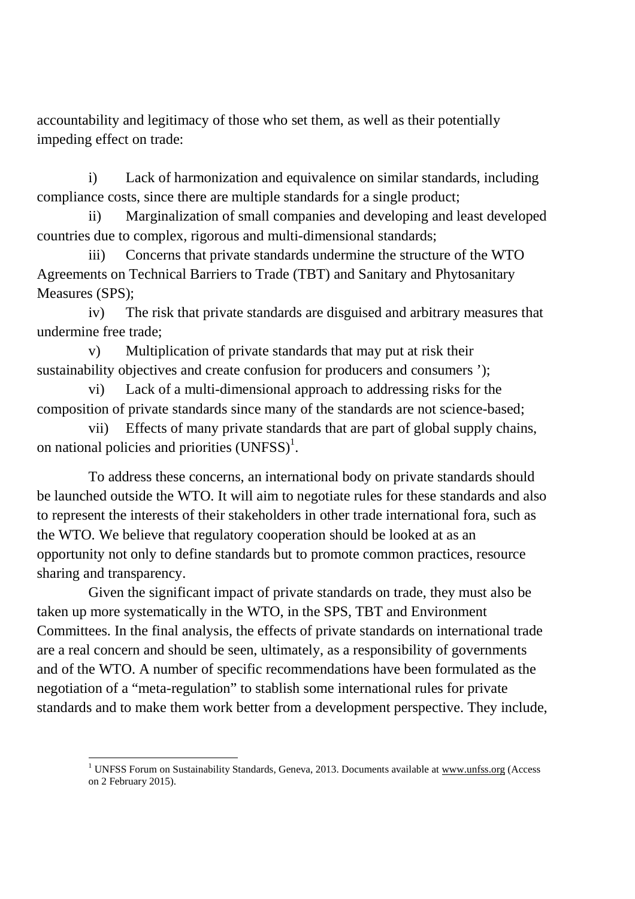accountability and legitimacy of those who set them, as well as their potentially impeding effect on trade:

i) Lack of harmonization and equivalence on similar standards, including compliance costs, since there are multiple standards for a single product;

ii) Marginalization of small companies and developing and least developed countries due to complex, rigorous and multi-dimensional standards;

iii) Concerns that private standards undermine the structure of the WTO Agreements on Technical Barriers to Trade (TBT) and Sanitary and Phytosanitary Measures (SPS);

iv) The risk that private standards are disguised and arbitrary measures that undermine free trade;

v) Multiplication of private standards that may put at risk their sustainability objectives and create confusion for producers and consumers ');

vi) Lack of a multi-dimensional approach to addressing risks for the composition of private standards since many of the standards are not science-based;

vii) Effects of many private standards that are part of global supply chains, on national policies and priorities (UNFSS)[1].

To address these concerns, an international body on private standards should be launched outside the WTO. It will aim to negotiate rules for these standards and also to represent the interests of their stakeholders in other trade international fora, such as the WTO. We believe that regulatory cooperation should be looked at as an opportunity not only to define standards but to promote common practices, resource sharing and transparency.

Given the significant impact of private standards on trade, they must also be taken up more systematically in the WTO, in the SPS, TBT and Environment Committees. In the final analysis, the effects of private standards on international trade are a real concern and should be seen, ultimately, as a responsibility of governments and of the WTO. A number of specific recommendations have been formulated as the negotiation of a "meta-regulation" to stablish some international rules for private standards and to make them work better from a development perspective. They include,

---

[1] UNFSS Forum on Sustainability Standards, Geneva, 2013. Documents available at www.unfss.org (Access on 2 February 2015).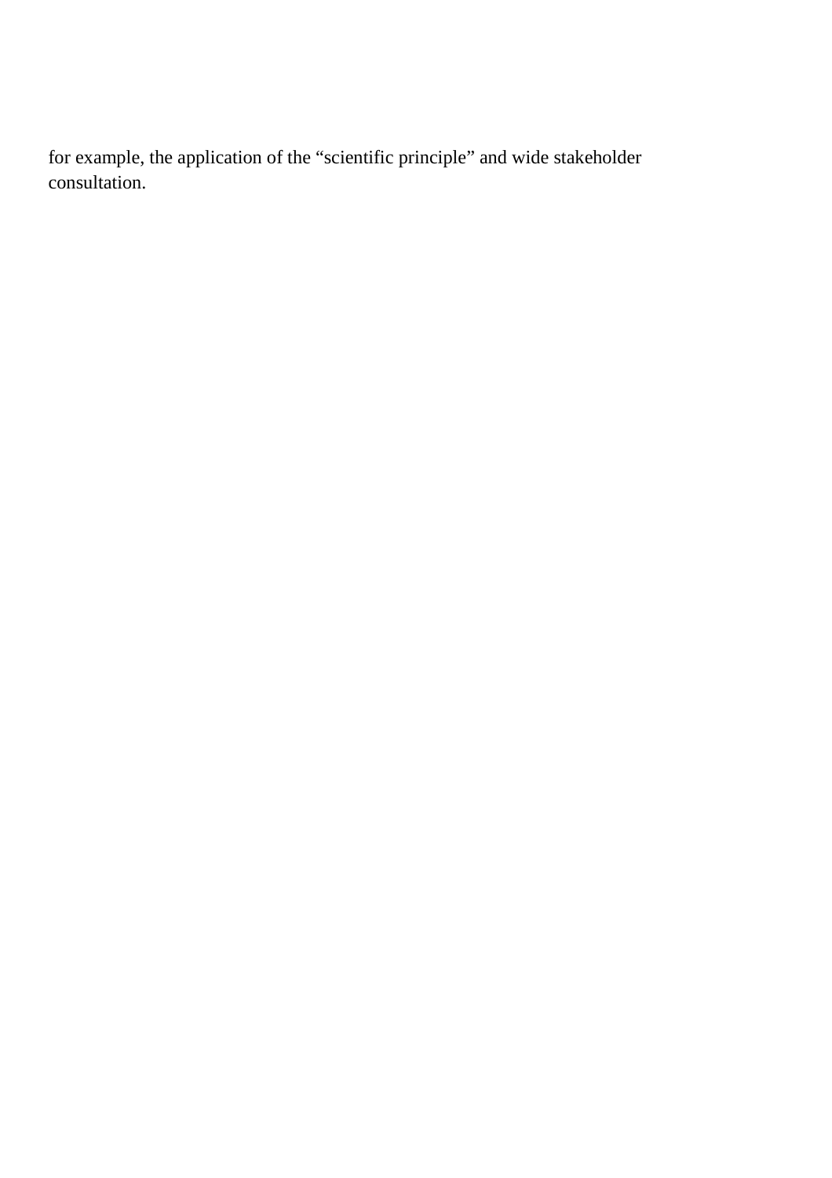for example, the application of the “scientific principle” and wide stakeholder consultation.